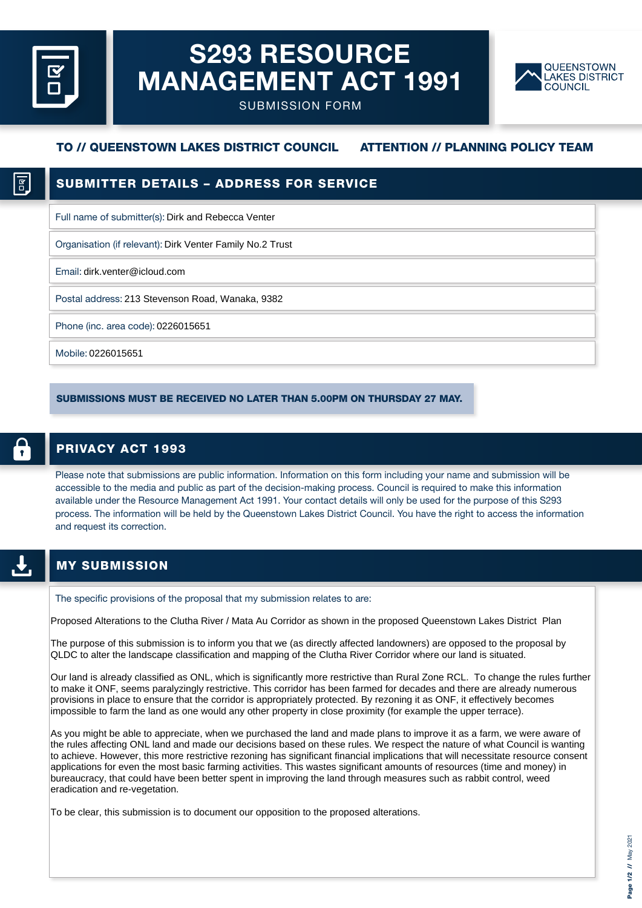# S293 RESOURCE MANAGEMENT ACT 1991

SUBMISSION FORM

QUEENSTOWN LAKES DISTRICT COUNCIL

**TO // QUEENSTOWN LAKES DISTRICT COUNCIL** **ATTENTION // PLANNING POLICY TEAM**

## SUBMITTER DETAILS – ADDRESS FOR SERVICE

Full name of submitter(s): Dirk and Rebecca Venter

Organisation (if relevant): Dirk Venter Family No.2 Trust

Email: dirk.venter@icloud.com

Postal address: 213 Stevenson Road, Wanaka, 9382

Phone (inc. area code): 0226015651

Mobile: 0226015651

**SUBMISSIONS MUST BE RECEIVED NO LATER THAN 5.00PM ON THURSDAY 27 MAY.**

## PRIVACY ACT 1993

Please note that submissions are public information. Information on this form including your name and submission will be accessible to the media and public as part of the decision-making process. Council is required to make this information available under the Resource Management Act 1991. Your contact details will only be used for the purpose of this S293 process. The information will be held by the Queenstown Lakes District Council. You have the right to access the information and request its correction.

## MY SUBMISSION

The specific provisions of the proposal that my submission relates to are:

Proposed Alterations to the Clutha River / Mata Au Corridor as shown in the proposed Queenstown Lakes District Plan

The purpose of this submission is to inform you that we (as directly affected landowners) are opposed to the proposal by QLDC to alter the landscape classification and mapping of the Clutha River Corridor where our land is situated.

Our land is already classified as ONL, which is significantly more restrictive than Rural Zone RCL. To change the rules further to make it ONF, seems paralyzingly restrictive. This corridor has been farmed for decades and there are already numerous provisions in place to ensure that the corridor is appropriately protected. By rezoning it as ONF, it effectively becomes impossible to farm the land as one would any other property in close proximity (for example the upper terrace).

As you might be able to appreciate, when we purchased the land and made plans to improve it as a farm, we were aware of the rules affecting ONL land and made our decisions based on these rules. We respect the nature of what Council is wanting to achieve. However, this more restrictive rezoning has significant financial implications that will necessitate resource consent applications for even the most basic farming activities. This wastes significant amounts of resources (time and money) in bureaucracy, that could have been better spent in improving the land through measures such as rabbit control, weed eradication and re-vegetation.

To be clear, this submission is to document our opposition to the proposed alterations.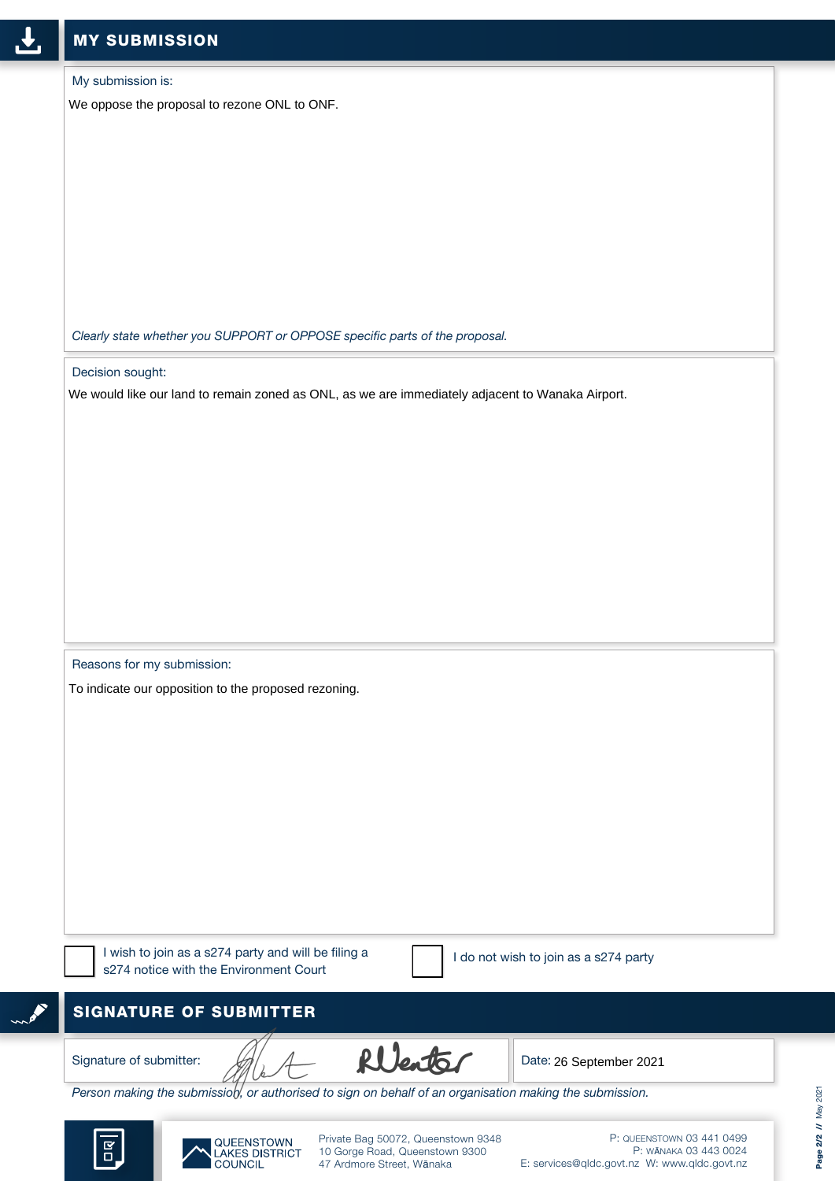## MY SUBMISSION

My submission is:

We oppose the proposal to rezone ONL to ONF.

*Clearly state whether you SUPPORT or OPPOSE specific parts of the proposal.*

Decision sought:

We would like our land to remain zoned as ONL, as we are immediately adjacent to Wanaka Airport.

Reasons for my submission:

To indicate our opposition to the proposed rezoning.

☐ I wish to join as a s274 party and will be filing a s274 notice with the Environment Court

☐ I do not wish to join as a s274 party

## SIGNATURE OF SUBMITTER

Signature of submitter:

Date: 26 September 2021

*Person making the submission, or authorised to sign on behalf of an organisation making the submission.*

QUEENSTOWN LAKES DISTRICT COUNCIL

Private Bag 50072, Queenstown 9348
10 Gorge Road, Queenstown 9300
47 Ardmore Street, Wānaka

P: QUEENSTOWN 03 441 0499
P: WĀNAKA 03 443 0024
E: services@qldc.govt.nz W: www.qldc.govt.nz